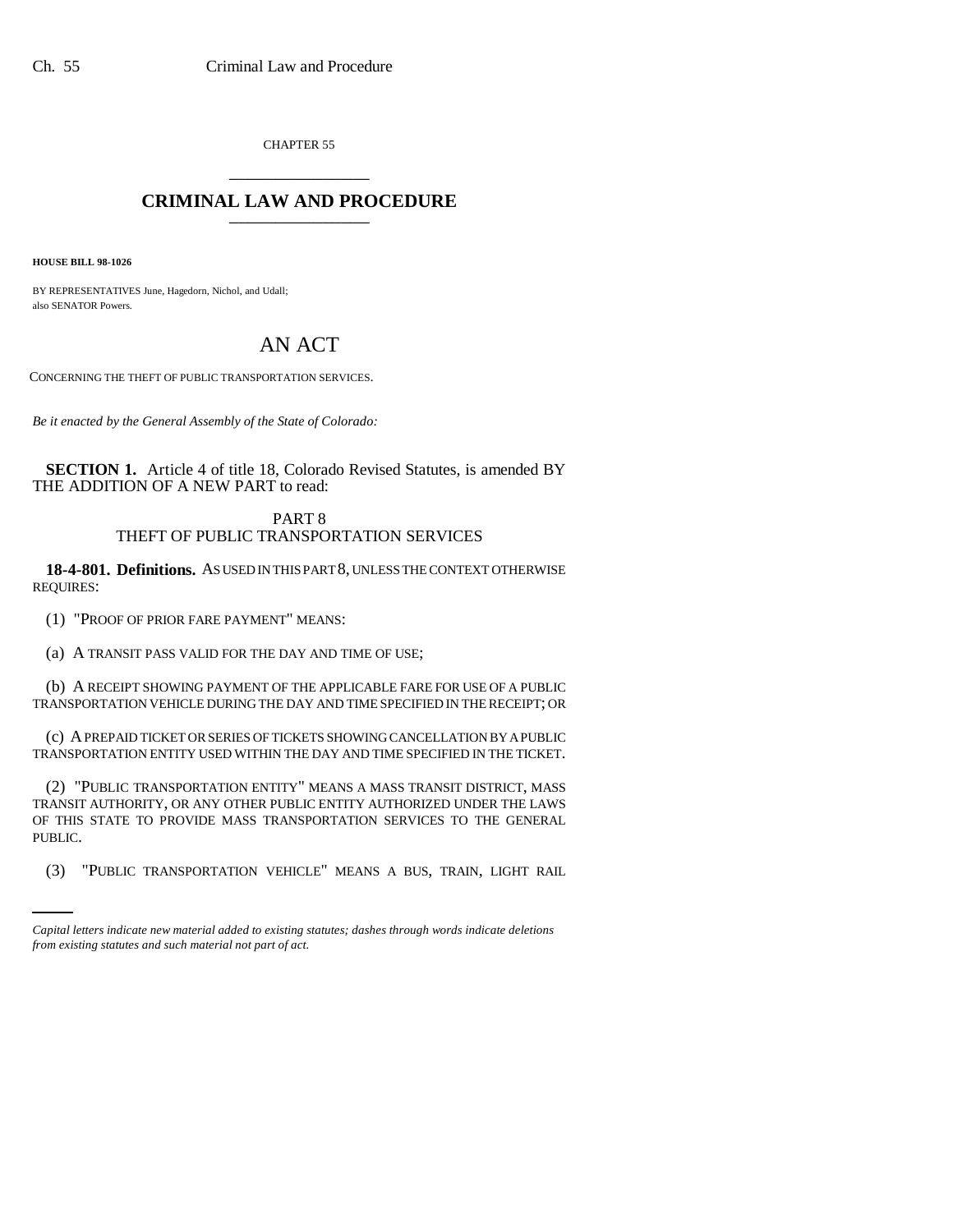CHAPTER 55

# CRIMINAL LAW AND PROCEDURE

**HOUSE BILL 98-1026**

BY REPRESENTATIVES June, Hagedorn, Nichol, and Udall;
also SENATOR Powers.

# AN ACT

CONCERNING THE THEFT OF PUBLIC TRANSPORTATION SERVICES.

*Be it enacted by the General Assembly of the State of Colorado:*

**SECTION 1.** Article 4 of title 18, Colorado Revised Statutes, is amended BY THE ADDITION OF A NEW PART to read:

PART 8
THEFT OF PUBLIC TRANSPORTATION SERVICES

**18-4-801. Definitions.** AS USED IN THIS PART 8, UNLESS THE CONTEXT OTHERWISE REQUIRES:

(1) "PROOF OF PRIOR FARE PAYMENT" MEANS:

(a) A TRANSIT PASS VALID FOR THE DAY AND TIME OF USE;

(b) A RECEIPT SHOWING PAYMENT OF THE APPLICABLE FARE FOR USE OF A PUBLIC TRANSPORTATION VEHICLE DURING THE DAY AND TIME SPECIFIED IN THE RECEIPT; OR

(c) A PREPAID TICKET OR SERIES OF TICKETS SHOWING CANCELLATION BY A PUBLIC TRANSPORTATION ENTITY USED WITHIN THE DAY AND TIME SPECIFIED IN THE TICKET.

(2) "PUBLIC TRANSPORTATION ENTITY" MEANS A MASS TRANSIT DISTRICT, MASS TRANSIT AUTHORITY, OR ANY OTHER PUBLIC ENTITY AUTHORIZED UNDER THE LAWS OF THIS STATE TO PROVIDE MASS TRANSPORTATION SERVICES TO THE GENERAL PUBLIC.

(3) "PUBLIC TRANSPORTATION VEHICLE" MEANS A BUS, TRAIN, LIGHT RAIL

*Capital letters indicate new material added to existing statutes; dashes through words indicate deletions from existing statutes and such material not part of act.*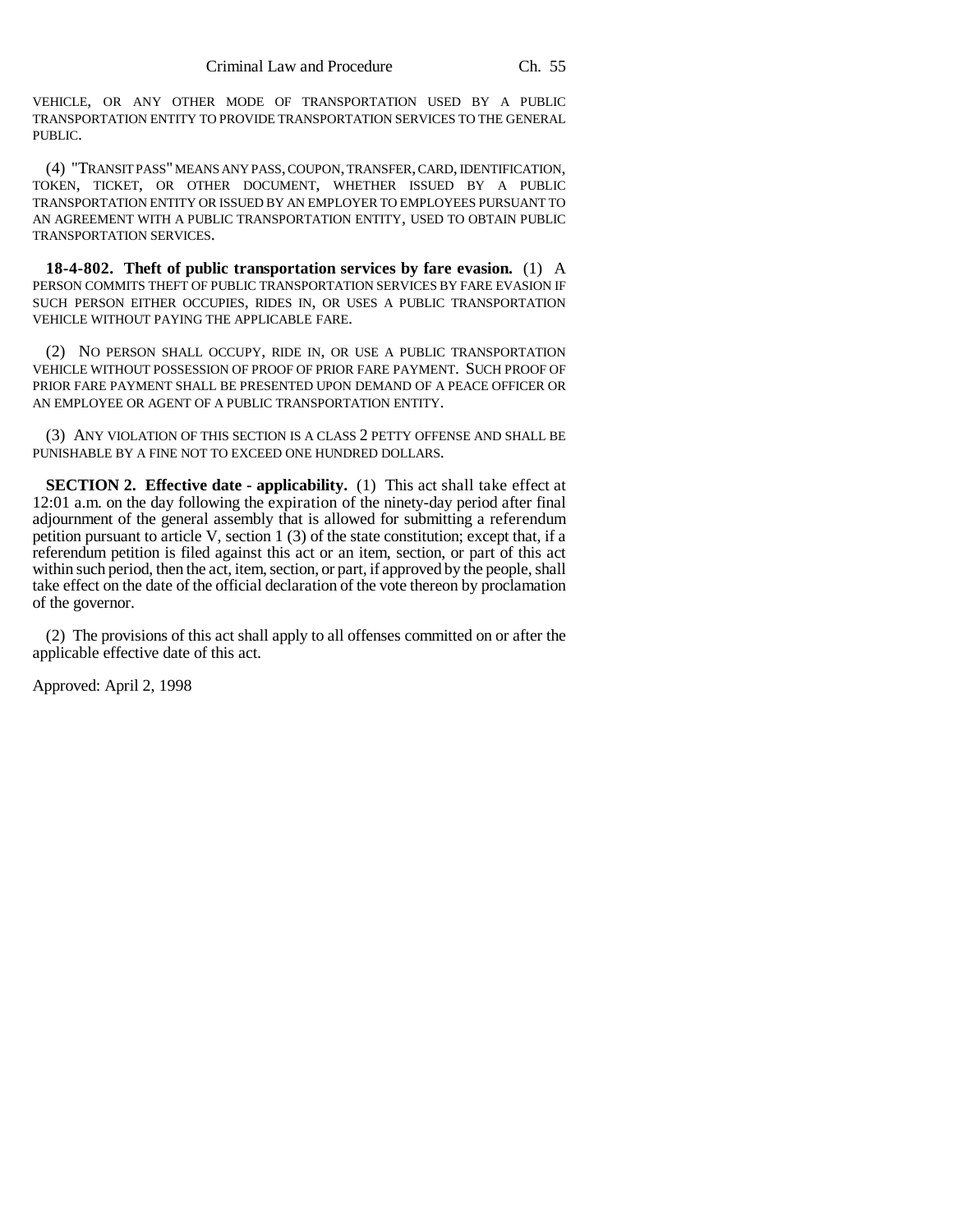VEHICLE, OR ANY OTHER MODE OF TRANSPORTATION USED BY A PUBLIC TRANSPORTATION ENTITY TO PROVIDE TRANSPORTATION SERVICES TO THE GENERAL PUBLIC.

(4) "TRANSIT PASS" MEANS ANY PASS, COUPON, TRANSFER, CARD, IDENTIFICATION, TOKEN, TICKET, OR OTHER DOCUMENT, WHETHER ISSUED BY A PUBLIC TRANSPORTATION ENTITY OR ISSUED BY AN EMPLOYER TO EMPLOYEES PURSUANT TO AN AGREEMENT WITH A PUBLIC TRANSPORTATION ENTITY, USED TO OBTAIN PUBLIC TRANSPORTATION SERVICES.

**18-4-802. Theft of public transportation services by fare evasion.** (1) A PERSON COMMITS THEFT OF PUBLIC TRANSPORTATION SERVICES BY FARE EVASION IF SUCH PERSON EITHER OCCUPIES, RIDES IN, OR USES A PUBLIC TRANSPORTATION VEHICLE WITHOUT PAYING THE APPLICABLE FARE.

(2) NO PERSON SHALL OCCUPY, RIDE IN, OR USE A PUBLIC TRANSPORTATION VEHICLE WITHOUT POSSESSION OF PROOF OF PRIOR FARE PAYMENT. SUCH PROOF OF PRIOR FARE PAYMENT SHALL BE PRESENTED UPON DEMAND OF A PEACE OFFICER OR AN EMPLOYEE OR AGENT OF A PUBLIC TRANSPORTATION ENTITY.

(3) ANY VIOLATION OF THIS SECTION IS A CLASS 2 PETTY OFFENSE AND SHALL BE PUNISHABLE BY A FINE NOT TO EXCEED ONE HUNDRED DOLLARS.

**SECTION 2. Effective date - applicability.** (1) This act shall take effect at 12:01 a.m. on the day following the expiration of the ninety-day period after final adjournment of the general assembly that is allowed for submitting a referendum petition pursuant to article V, section 1 (3) of the state constitution; except that, if a referendum petition is filed against this act or an item, section, or part of this act within such period, then the act, item, section, or part, if approved by the people, shall take effect on the date of the official declaration of the vote thereon by proclamation of the governor.

(2) The provisions of this act shall apply to all offenses committed on or after the applicable effective date of this act.

Approved: April 2, 1998